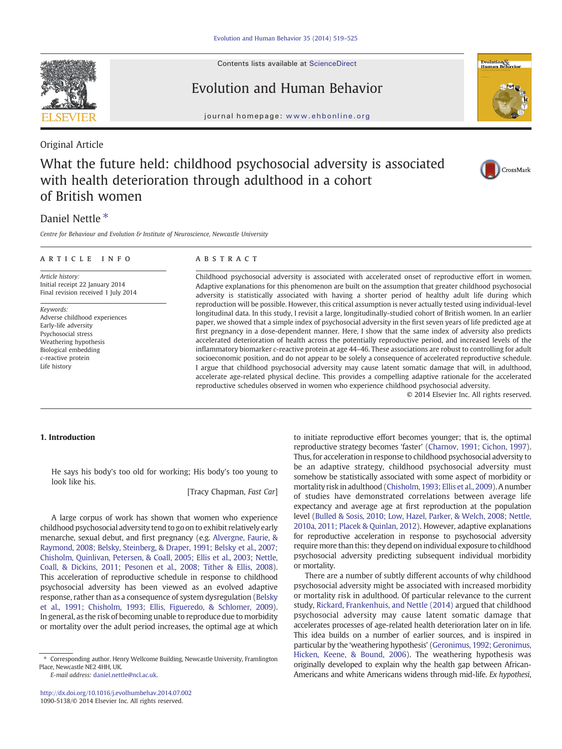Original Article

# What the future held: childhood psychosocial adversity is associated with health deterioration through adulthood in a cohort of British women

Daniel Nettle *

*Centre for Behaviour and Evolution & Institute of Neuroscience, Newcastle University*

## ARTICLE INFO

*Article history:*
Initial receipt 22 January 2014
Final revision received 1 July 2014

*Keywords:*
Adverse childhood experiences
Early-life adversity
Psychosocial stress
Weathering hypothesis
Biological embedding
*c*-reactive protein
Life history

## ABSTRACT

Childhood psychosocial adversity is associated with accelerated onset of reproductive effort in women. Adaptive explanations for this phenomenon are built on the assumption that greater childhood psychosocial adversity is statistically associated with having a shorter period of healthy adult life during which reproduction will be possible. However, this critical assumption is never actually tested using individual-level longitudinal data. In this study, I revisit a large, longitudinally-studied cohort of British women. In an earlier paper, we showed that a simple index of psychosocial adversity in the first seven years of life predicted age at first pregnancy in a dose-dependent manner. Here, I show that the same index of adversity also predicts accelerated deterioration of health across the potentially reproductive period, and increased levels of the inflammatory biomarker *c*-reactive protein at age 44–46. These associations are robust to controlling for adult socioeconomic position, and do not appear to be solely a consequence of accelerated reproductive schedule. I argue that childhood psychosocial adversity may cause latent somatic damage that will, in adulthood, accelerate age-related physical decline. This provides a compelling adaptive rationale for the accelerated reproductive schedules observed in women who experience childhood psychosocial adversity.

© 2014 Elsevier Inc. All rights reserved.

## 1. Introduction

> He says his body's too old for working; His body's too young to look like his.
>
> [Tracy Chapman, *Fast Car*]

A large corpus of work has shown that women who experience childhood psychosocial adversity tend to go on to exhibit relatively early menarche, sexual debut, and first pregnancy (e.g. Alvergne, Faurie, & Raymond, 2008; Belsky, Steinberg, & Draper, 1991; Belsky et al., 2007; Chisholm, Quinlivan, Petersen, & Coall, 2005; Ellis et al., 2003; Nettle, Coall, & Dickins, 2011; Pesonen et al., 2008; Tither & Ellis, 2008). This acceleration of reproductive schedule in response to childhood psychosocial adversity has been viewed as an evolved adaptive response, rather than as a consequence of system dysregulation (Belsky et al., 1991; Chisholm, 1993; Ellis, Figueredo, & Schlomer, 2009). In general, as the risk of becoming unable to reproduce due to morbidity or mortality over the adult period increases, the optimal age at which to initiate reproductive effort becomes younger; that is, the optimal reproductive strategy becomes 'faster' (Charnov, 1991; Cichon, 1997). Thus, for acceleration in response to childhood psychosocial adversity to be an adaptive strategy, childhood psychosocial adversity must somehow be statistically associated with some aspect of morbidity or mortality risk in adulthood (Chisholm, 1993; Ellis et al., 2009). A number of studies have demonstrated correlations between average life expectancy and average age at first reproduction at the population level (Bulled & Sosis, 2010; Low, Hazel, Parker, & Welch, 2008; Nettle, 2010a, 2011; Placek & Quinlan, 2012). However, adaptive explanations for reproductive acceleration in response to psychosocial adversity require more than this: they depend on individual exposure to childhood psychosocial adversity predicting subsequent individual morbidity or mortality.

There are a number of subtly different accounts of why childhood psychosocial adversity might be associated with increased morbidity or mortality risk in adulthood. Of particular relevance to the current study, Rickard, Frankenhuis, and Nettle (2014) argued that childhood psychosocial adversity may cause latent somatic damage that accelerates processes of age-related health deterioration later on in life. This idea builds on a number of earlier sources, and is inspired in particular by the 'weathering hypothesis' (Geronimus, 1992; Geronimus, Hicken, Keene, & Bound, 2006). The weathering hypothesis was originally developed to explain why the health gap between African-Americans and white Americans widens through mid-life. *Ex hypothesi*,

* Corresponding author. Henry Wellcome Building, Newcastle University, Framlington Place, Newcastle NE2 4HH, UK.
E-mail address: daniel.nettle@ncl.ac.uk.

http://dx.doi.org/10.1016/j.evolhumbehav.2014.07.002
1090-5138/© 2014 Elsevier Inc. All rights reserved.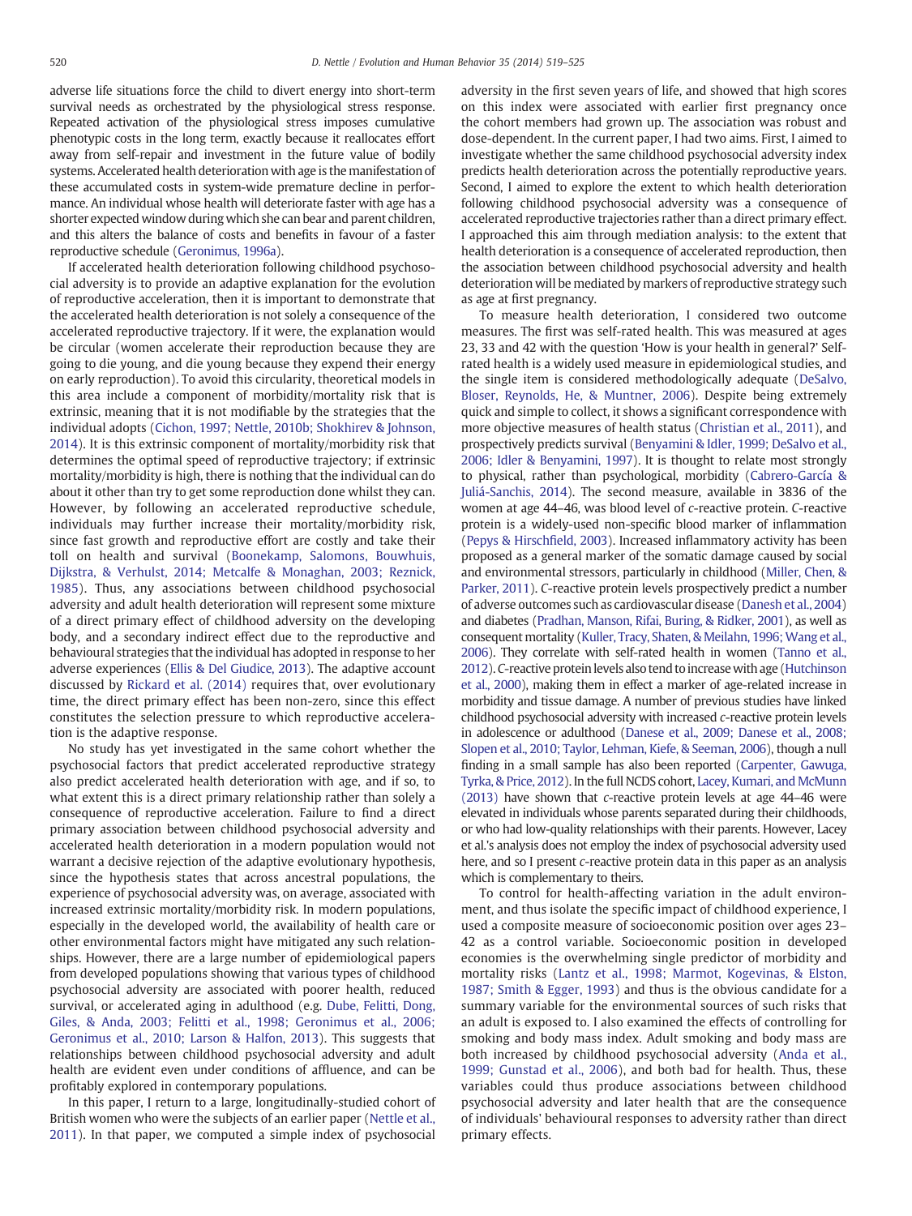adverse life situations force the child to divert energy into short-term survival needs as orchestrated by the physiological stress response. Repeated activation of the physiological stress imposes cumulative phenotypic costs in the long term, exactly because it reallocates effort away from self-repair and investment in the future value of bodily systems. Accelerated health deterioration with age is the manifestation of these accumulated costs in system-wide premature decline in performance. An individual whose health will deteriorate faster with age has a shorter expected window during which she can bear and parent children, and this alters the balance of costs and benefits in favour of a faster reproductive schedule (Geronimus, 1996a).

If accelerated health deterioration following childhood psychosocial adversity is to provide an adaptive explanation for the evolution of reproductive acceleration, then it is important to demonstrate that the accelerated health deterioration is not solely a consequence of the accelerated reproductive trajectory. If it were, the explanation would be circular (women accelerate their reproduction because they are going to die young, and die young because they expend their energy on early reproduction). To avoid this circularity, theoretical models in this area include a component of morbidity/mortality risk that is extrinsic, meaning that it is not modifiable by the strategies that the individual adopts (Cichon, 1997; Nettle, 2010b; Shokhirev & Johnson, 2014). It is this extrinsic component of mortality/morbidity risk that determines the optimal speed of reproductive trajectory; if extrinsic mortality/morbidity is high, there is nothing that the individual can do about it other than try to get some reproduction done whilst they can. However, by following an accelerated reproductive schedule, individuals may further increase their mortality/morbidity risk, since fast growth and reproductive effort are costly and take their toll on health and survival (Boonekamp, Salomons, Bouwhuis, Dijkstra, & Verhulst, 2014; Metcalfe & Monaghan, 2003; Reznick, 1985). Thus, any associations between childhood psychosocial adversity and adult health deterioration will represent some mixture of a direct primary effect of childhood adversity on the developing body, and a secondary indirect effect due to the reproductive and behavioural strategies that the individual has adopted in response to her adverse experiences (Ellis & Del Giudice, 2013). The adaptive account discussed by Rickard et al. (2014) requires that, over evolutionary time, the direct primary effect has been non-zero, since this effect constitutes the selection pressure to which reproductive acceleration is the adaptive response.

No study has yet investigated in the same cohort whether the psychosocial factors that predict accelerated reproductive strategy also predict accelerated health deterioration with age, and if so, to what extent this is a direct primary relationship rather than solely a consequence of reproductive acceleration. Failure to find a direct primary association between childhood psychosocial adversity and accelerated health deterioration in a modern population would not warrant a decisive rejection of the adaptive evolutionary hypothesis, since the hypothesis states that across ancestral populations, the experience of psychosocial adversity was, on average, associated with increased extrinsic mortality/morbidity risk. In modern populations, especially in the developed world, the availability of health care or other environmental factors might have mitigated any such relationships. However, there are a large number of epidemiological papers from developed populations showing that various types of childhood psychosocial adversity are associated with poorer health, reduced survival, or accelerated aging in adulthood (e.g. Dube, Felitti, Dong, Giles, & Anda, 2003; Felitti et al., 1998; Geronimus et al., 2006; Geronimus et al., 2010; Larson & Halfon, 2013). This suggests that relationships between childhood psychosocial adversity and adult health are evident even under conditions of affluence, and can be profitably explored in contemporary populations.

In this paper, I return to a large, longitudinally-studied cohort of British women who were the subjects of an earlier paper (Nettle et al., 2011). In that paper, we computed a simple index of psychosocial adversity in the first seven years of life, and showed that high scores on this index were associated with earlier first pregnancy once the cohort members had grown up. The association was robust and dose-dependent. In the current paper, I had two aims. First, I aimed to investigate whether the same childhood psychosocial adversity index predicts health deterioration across the potentially reproductive years. Second, I aimed to explore the extent to which health deterioration following childhood psychosocial adversity was a consequence of accelerated reproductive trajectories rather than a direct primary effect. I approached this aim through mediation analysis: to the extent that health deterioration is a consequence of accelerated reproduction, then the association between childhood psychosocial adversity and health deterioration will be mediated by markers of reproductive strategy such as age at first pregnancy.

To measure health deterioration, I considered two outcome measures. The first was self-rated health. This was measured at ages 23, 33 and 42 with the question 'How is your health in general?' Self-rated health is a widely used measure in epidemiological studies, and the single item is considered methodologically adequate (DeSalvo, Bloser, Reynolds, He, & Muntner, 2006). Despite being extremely quick and simple to collect, it shows a significant correspondence with more objective measures of health status (Christian et al., 2011), and prospectively predicts survival (Benyamini & Idler, 1999; DeSalvo et al., 2006; Idler & Benyamini, 1997). It is thought to relate most strongly to physical, rather than psychological, morbidity (Cabrero-García & Juliá-Sanchis, 2014). The second measure, available in 3836 of the women at age 44–46, was blood level of *c*-reactive protein. *C*-reactive protein is a widely-used non-specific blood marker of inflammation (Pepys & Hirschfield, 2003). Increased inflammatory activity has been proposed as a general marker of the somatic damage caused by social and environmental stressors, particularly in childhood (Miller, Chen, & Parker, 2011). *C*-reactive protein levels prospectively predict a number of adverse outcomes such as cardiovascular disease (Danesh et al., 2004) and diabetes (Pradhan, Manson, Rifai, Buring, & Ridker, 2001), as well as consequent mortality (Kuller, Tracy, Shaten, & Meilahn, 1996; Wang et al., 2006). They correlate with self-rated health in women (Tanno et al., 2012). *C*-reactive protein levels also tend to increase with age (Hutchinson et al., 2000), making them in effect a marker of age-related increase in morbidity and tissue damage. A number of previous studies have linked childhood psychosocial adversity with increased *c*-reactive protein levels in adolescence or adulthood (Danese et al., 2009; Danese et al., 2008; Slopen et al., 2010; Taylor, Lehman, Kiefe, & Seeman, 2006), though a null finding in a small sample has also been reported (Carpenter, Gawuga, Tyrka, & Price, 2012). In the full NCDS cohort, Lacey, Kumari, and McMunn (2013) have shown that *c*-reactive protein levels at age 44–46 were elevated in individuals whose parents separated during their childhoods, or who had low-quality relationships with their parents. However, Lacey et al.'s analysis does not employ the index of psychosocial adversity used here, and so I present *c*-reactive protein data in this paper as an analysis which is complementary to theirs.

To control for health-affecting variation in the adult environment, and thus isolate the specific impact of childhood experience, I used a composite measure of socioeconomic position over ages 23–42 as a control variable. Socioeconomic position in developed economies is the overwhelming single predictor of morbidity and mortality risks (Lantz et al., 1998; Marmot, Kogevinas, & Elston, 1987; Smith & Egger, 1993) and thus is the obvious candidate for a summary variable for the environmental sources of such risks that an adult is exposed to. I also examined the effects of controlling for smoking and body mass index. Adult smoking and body mass are both increased by childhood psychosocial adversity (Anda et al., 1999; Gunstad et al., 2006), and both bad for health. Thus, these variables could thus produce associations between childhood psychosocial adversity and later health that are the consequence of individuals' behavioural responses to adversity rather than direct primary effects.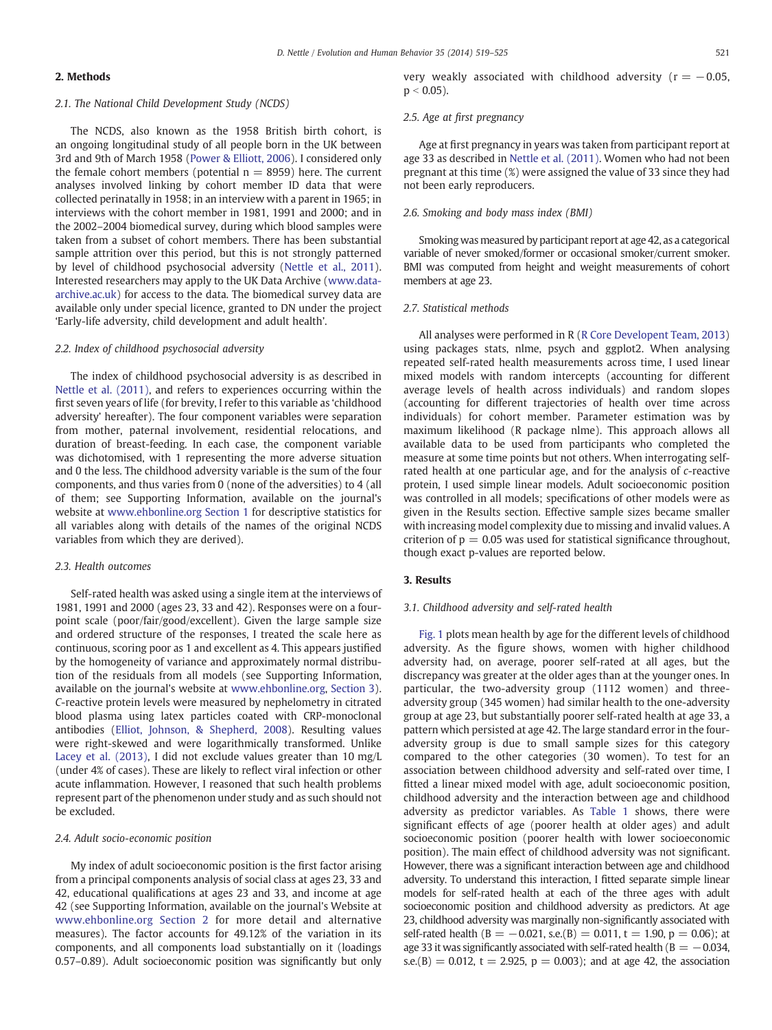## 2. Methods

### 2.1. The National Child Development Study (NCDS)

The NCDS, also known as the 1958 British birth cohort, is an ongoing longitudinal study of all people born in the UK between 3rd and 9th of March 1958 (Power & Elliott, 2006). I considered only the female cohort members (potential n = 8959) here. The current analyses involved linking by cohort member ID data that were collected perinatally in 1958; in an interview with a parent in 1965; in interviews with the cohort member in 1981, 1991 and 2000; and in the 2002–2004 biomedical survey, during which blood samples were taken from a subset of cohort members. There has been substantial sample attrition over this period, but this is not strongly patterned by level of childhood psychosocial adversity (Nettle et al., 2011). Interested researchers may apply to the UK Data Archive (www.data-archive.ac.uk) for access to the data. The biomedical survey data are available only under special licence, granted to DN under the project 'Early-life adversity, child development and adult health'.

### 2.2. Index of childhood psychosocial adversity

The index of childhood psychosocial adversity is as described in Nettle et al. (2011), and refers to experiences occurring within the first seven years of life (for brevity, I refer to this variable as 'childhood adversity' hereafter). The four component variables were separation from mother, paternal involvement, residential relocations, and duration of breast-feeding. In each case, the component variable was dichotomised, with 1 representing the more adverse situation and 0 the less. The childhood adversity variable is the sum of the four components, and thus varies from 0 (none of the adversities) to 4 (all of them; see Supporting Information, available on the journal's website at www.ehbonline.org Section 1 for descriptive statistics for all variables along with details of the names of the original NCDS variables from which they are derived).

### 2.3. Health outcomes

Self-rated health was asked using a single item at the interviews of 1981, 1991 and 2000 (ages 23, 33 and 42). Responses were on a four-point scale (poor/fair/good/excellent). Given the large sample size and ordered structure of the responses, I treated the scale here as continuous, scoring poor as 1 and excellent as 4. This appears justified by the homogeneity of variance and approximately normal distribution of the residuals from all models (see Supporting Information, available on the journal's website at www.ehbonline.org, Section 3). *C*-reactive protein levels were measured by nephelometry in citrated blood plasma using latex particles coated with CRP-monoclonal antibodies (Elliot, Johnson, & Shepherd, 2008). Resulting values were right-skewed and were logarithmically transformed. Unlike Lacey et al. (2013), I did not exclude values greater than 10 mg/L (under 4% of cases). These are likely to reflect viral infection or other acute inflammation. However, I reasoned that such health problems represent part of the phenomenon under study and as such should not be excluded.

### 2.4. Adult socio-economic position

My index of adult socioeconomic position is the first factor arising from a principal components analysis of social class at ages 23, 33 and 42, educational qualifications at ages 23 and 33, and income at age 42 (see Supporting Information, available on the journal's Website at www.ehbonline.org Section 2 for more detail and alternative measures). The factor accounts for 49.12% of the variation in its components, and all components load substantially on it (loadings 0.57–0.89). Adult socioeconomic position was significantly but only very weakly associated with childhood adversity ($r = -0.05$, $p < 0.05$).

### 2.5. Age at first pregnancy

Age at first pregnancy in years was taken from participant report at age 33 as described in Nettle et al. (2011). Women who had not been pregnant at this time (%) were assigned the value of 33 since they had not been early reproducers.

### 2.6. Smoking and body mass index (BMI)

Smoking was measured by participant report at age 42, as a categorical variable of never smoked/former or occasional smoker/current smoker. BMI was computed from height and weight measurements of cohort members at age 23.

### 2.7. Statistical methods

All analyses were performed in R (R Core Developent Team, 2013) using packages stats, nlme, psych and ggplot2. When analysing repeated self-rated health measurements across time, I used linear mixed models with random intercepts (accounting for different average levels of health across individuals) and random slopes (accounting for different trajectories of health over time across individuals) for cohort member. Parameter estimation was by maximum likelihood (R package nlme). This approach allows all available data to be used from participants who completed the measure at some time points but not others. When interrogating self-rated health at one particular age, and for the analysis of *c*-reactive protein, I used simple linear models. Adult socioeconomic position was controlled in all models; specifications of other models were as given in the Results section. Effective sample sizes became smaller with increasing model complexity due to missing and invalid values. A criterion of $p = 0.05$ was used for statistical significance throughout, though exact p-values are reported below.

## 3. Results

### 3.1. Childhood adversity and self-rated health

Fig. 1 plots mean health by age for the different levels of childhood adversity. As the figure shows, women with higher childhood adversity had, on average, poorer self-rated at all ages, but the discrepancy was greater at the older ages than at the younger ones. In particular, the two-adversity group (1112 women) and three-adversity group (345 women) had similar health to the one-adversity group at age 23, but substantially poorer self-rated health at age 33, a pattern which persisted at age 42. The large standard error in the four-adversity group is due to small sample sizes for this category compared to the other categories (30 women). To test for an association between childhood adversity and self-rated over time, I fitted a linear mixed model with age, adult socioeconomic position, childhood adversity and the interaction between age and childhood adversity as predictor variables. As Table 1 shows, there were significant effects of age (poorer health at older ages) and adult socioeconomic position (poorer health with lower socioeconomic position). The main effect of childhood adversity was not significant. However, there was a significant interaction between age and childhood adversity. To understand this interaction, I fitted separate simple linear models for self-rated health at each of the three ages with adult socioeconomic position and childhood adversity as predictors. At age 23, childhood adversity was marginally non-significantly associated with self-rated health ($B = -0.021$, s.e.(B) = 0.011, $t = 1.90$, $p = 0.06$); at age 33 it was significantly associated with self-rated health ($B = -0.034$, s.e.(B) = 0.012, $t = 2.925$, $p = 0.003$); and at age 42, the association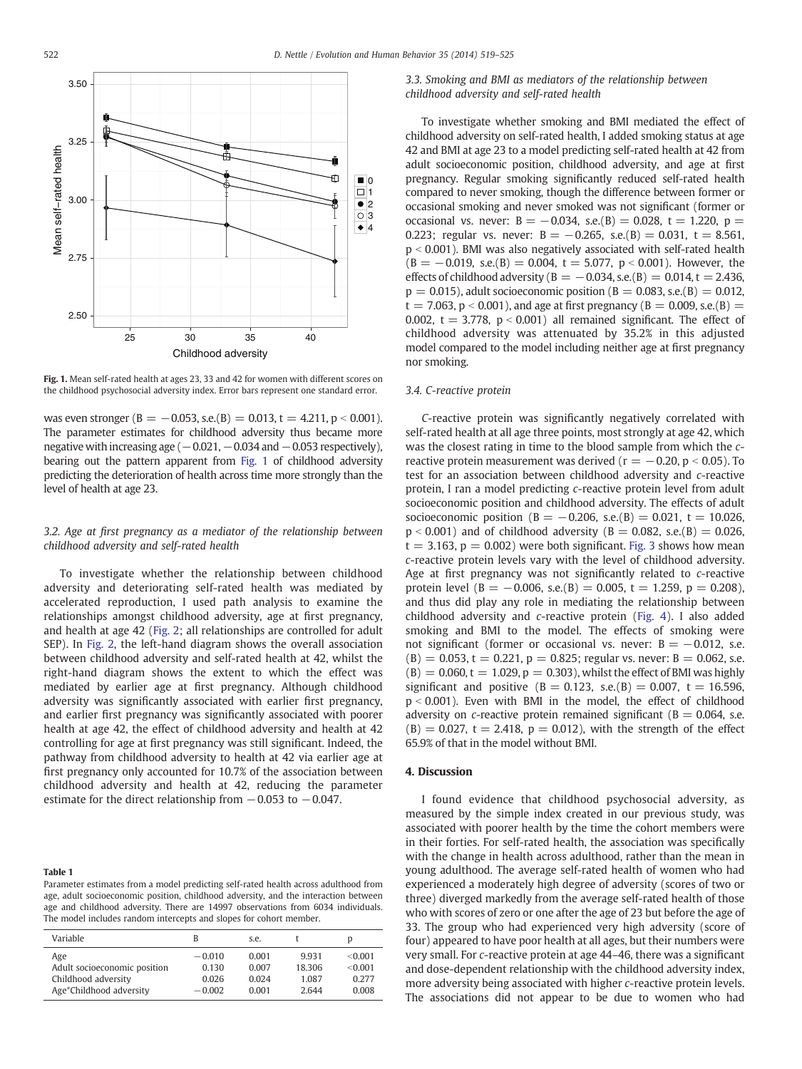Fig. 1. Mean self-rated health at ages 23, 33 and 42 for women with different scores on the childhood psychosocial adversity index. Error bars represent one standard error.

was even stronger ($B = -0.053$, s.e.(B) = 0.013, $t = 4.211$, $p < 0.001$). The parameter estimates for childhood adversity thus became more negative with increasing age (−0.021, −0.034 and −0.053 respectively), bearing out the pattern apparent from Fig. 1 of childhood adversity predicting the deterioration of health across time more strongly than the level of health at age 23.

### 3.2. Age at first pregnancy as a mediator of the relationship between childhood adversity and self-rated health

To investigate whether the relationship between childhood adversity and deteriorating self-rated health was mediated by accelerated reproduction, I used path analysis to examine the relationships amongst childhood adversity, age at first pregnancy, and health at age 42 (Fig. 2; all relationships are controlled for adult SEP). In Fig. 2, the left-hand diagram shows the overall association between childhood adversity and self-rated health at 42, whilst the right-hand diagram shows the extent to which the effect was mediated by earlier age at first pregnancy. Although childhood adversity was significantly associated with earlier first pregnancy, and earlier first pregnancy was significantly associated with poorer health at age 42, the effect of childhood adversity and health at 42 controlling for age at first pregnancy was still significant. Indeed, the pathway from childhood adversity to health at 42 via earlier age at first pregnancy only accounted for 10.7% of the association between childhood adversity and health at 42, reducing the parameter estimate for the direct relationship from −0.053 to −0.047.

**Table 1**
Parameter estimates from a model predicting self-rated health across adulthood from age, adult socioeconomic position, childhood adversity, and the interaction between age and childhood adversity. There are 14997 observations from 6034 individuals. The model includes random intercepts and slopes for cohort member.

| Variable | B | s.e. | t | p |
|---|---|---|---|---|
| Age | −0.010 | 0.001 | 9.931 | <0.001 |
| Adult socioeconomic position | 0.130 | 0.007 | 18.306 | <0.001 |
| Childhood adversity | 0.026 | 0.024 | 1.087 | 0.277 |
| Age*Childhood adversity | −0.002 | 0.001 | 2.644 | 0.008 |

### 3.3. Smoking and BMI as mediators of the relationship between childhood adversity and self-rated health

To investigate whether smoking and BMI mediated the effect of childhood adversity on self-rated health, I added smoking status at age 42 and BMI at age 23 to a model predicting self-rated health at 42 from adult socioeconomic position, childhood adversity, and age at first pregnancy. Regular smoking significantly reduced self-rated health compared to never smoking, though the difference between former or occasional smoking and never smoked was not significant (former or occasional vs. never: $B = -0.034$, s.e.(B) = 0.028, $t = 1.220$, $p = 0.223$; regular vs. never: $B = -0.265$, s.e.(B) = 0.031, $t = 8.561$, $p < 0.001$). BMI was also negatively associated with self-rated health ($B = -0.019$, s.e.(B) = 0.004, $t = 5.077$, $p < 0.001$). However, the effects of childhood adversity ($B = -0.034$, s.e.(B) = 0.014, $t = 2.436$, $p = 0.015$), adult socioeconomic position ($B = 0.083$, s.e.(B) = 0.012, $t = 7.063$, $p < 0.001$), and age at first pregnancy ($B = 0.009$, s.e.(B) = 0.002, $t = 3.778$, $p < 0.001$) all remained significant. The effect of childhood adversity was attenuated by 35.2% in this adjusted model compared to the model including neither age at first pregnancy nor smoking.

### 3.4. C-reactive protein

*C*-reactive protein was significantly negatively correlated with self-rated health at all age three points, most strongly at age 42, which was the closest rating in time to the blood sample from which the *c*-reactive protein measurement was derived ($r = -0.20$, $p < 0.05$). To test for an association between childhood adversity and *c*-reactive protein, I ran a model predicting *c*-reactive protein level from adult socioeconomic position and childhood adversity. The effects of adult socioeconomic position ($B = -0.206$, s.e.(B) = 0.021, $t = 10.026$, $p < 0.001$) and of childhood adversity ($B = 0.082$, s.e.(B) = 0.026, $t = 3.163$, $p = 0.002$) were both significant. Fig. 3 shows how mean *c*-reactive protein levels vary with the level of childhood adversity. Age at first pregnancy was not significantly related to *c*-reactive protein level ($B = -0.006$, s.e.(B) = 0.005, $t = 1.259$, $p = 0.208$), and thus did play any role in mediating the relationship between childhood adversity and *c*-reactive protein (Fig. 4). I also added smoking and BMI to the model. The effects of smoking were not significant (former or occasional vs. never: $B = -0.012$, s.e. (B) = 0.053, $t = 0.221$, $p = 0.825$; regular vs. never: $B = 0.062$, s.e. (B) = 0.060, $t = 1.029$, $p = 0.303$), whilst the effect of BMI was highly significant and positive ($B = 0.123$, s.e.(B) = 0.007, $t = 16.596$, $p < 0.001$). Even with BMI in the model, the effect of childhood adversity on *c*-reactive protein remained significant ($B = 0.064$, s.e. (B) = 0.027, $t = 2.418$, $p = 0.012$), with the strength of the effect 65.9% of that in the model without BMI.

## 4. Discussion

I found evidence that childhood psychosocial adversity, as measured by the simple index created in our previous study, was associated with poorer health by the time the cohort members were in their forties. For self-rated health, the association was specifically with the change in health across adulthood, rather than the mean in young adulthood. The average self-rated health of women who had experienced a moderately high degree of adversity (scores of two or three) diverged markedly from the average self-rated health of those who with scores of zero or one after the age of 23 but before the age of 33. The group who had experienced very high adversity (score of four) appeared to have poor health at all ages, but their numbers were very small. For *c*-reactive protein at age 44–46, there was a significant and dose-dependent relationship with the childhood adversity index, more adversity being associated with higher *c*-reactive protein levels. The associations did not appear to be due to women who had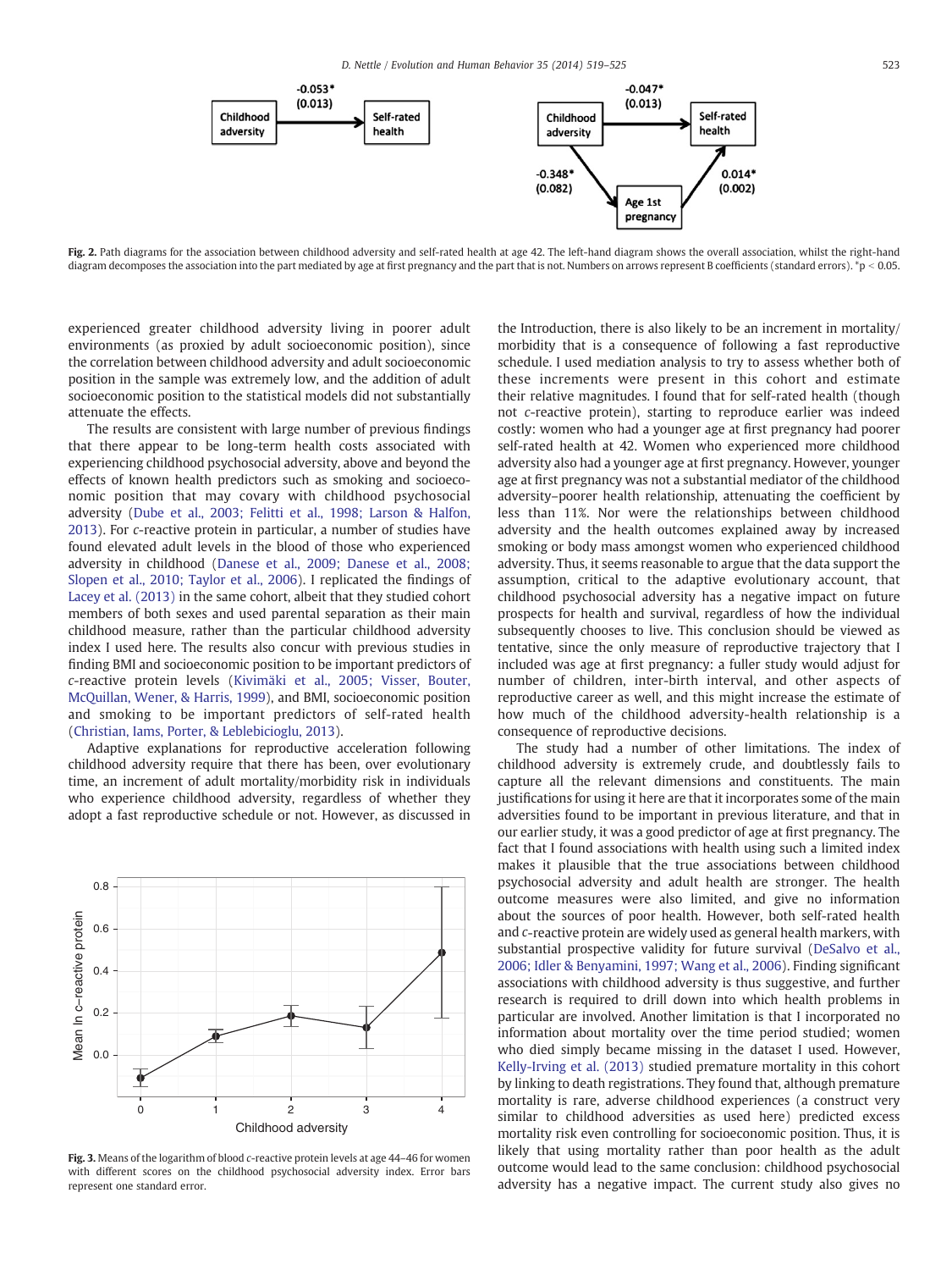Childhood adversity

-0.053*
(0.013)

Self-rated health

Childhood adversity

-0.047*
(0.013)

Self-rated health

-0.348*
(0.082)

Age 1st pregnancy

0.014*
(0.002)

**Fig. 2.** Path diagrams for the association between childhood adversity and self-rated health at age 42. The left-hand diagram shows the overall association, whilst the right-hand diagram decomposes the association into the part mediated by age at first pregnancy and the part that is not. Numbers on arrows represent B coefficients (standard errors). *p < 0.05.

experienced greater childhood adversity living in poorer adult environments (as proxied by adult socioeconomic position), since the correlation between childhood adversity and adult socioeconomic position in the sample was extremely low, and the addition of adult socioeconomic position to the statistical models did not substantially attenuate the effects.

The results are consistent with large number of previous findings that there appear to be long-term health costs associated with experiencing childhood psychosocial adversity, above and beyond the effects of known health predictors such as smoking and socioeconomic position that may covary with childhood psychosocial adversity (Dube et al., 2003; Felitti et al., 1998; Larson & Halfon, 2013). For *c*-reactive protein in particular, a number of studies have found elevated adult levels in the blood of those who experienced adversity in childhood (Danese et al., 2009; Danese et al., 2008; Slopen et al., 2010; Taylor et al., 2006). I replicated the findings of Lacey et al. (2013) in the same cohort, albeit that they studied cohort members of both sexes and used parental separation as their main childhood measure, rather than the particular childhood adversity index I used here. The results also concur with previous studies in finding BMI and socioeconomic position to be important predictors of *c*-reactive protein levels (Kivimäki et al., 2005; Visser, Bouter, McQuillan, Wener, & Harris, 1999), and BMI, socioeconomic position and smoking to be important predictors of self-rated health (Christian, Iams, Porter, & Leblebicioglu, 2013).

Adaptive explanations for reproductive acceleration following childhood adversity require that there has been, over evolutionary time, an increment of adult mortality/morbidity risk in individuals who experience childhood adversity, regardless of whether they adopt a fast reproductive schedule or not. However, as discussed in the Introduction, there is also likely to be an increment in mortality/morbidity that is a consequence of following a fast reproductive schedule. I used mediation analysis to try to assess whether both of these increments were present in this cohort and estimate their relative magnitudes. I found that for self-rated health (though not *c*-reactive protein), starting to reproduce earlier was indeed costly: women who had a younger age at first pregnancy had poorer self-rated health at 42. Women who experienced more childhood adversity also had a younger age at first pregnancy. However, younger age at first pregnancy was not a substantial mediator of the childhood adversity–poorer health relationship, attenuating the coefficient by less than 11%. Nor were the relationships between childhood adversity and the health outcomes explained away by increased smoking or body mass amongst women who experienced childhood adversity. Thus, it seems reasonable to argue that the data support the assumption, critical to the adaptive evolutionary account, that childhood psychosocial adversity has a negative impact on future prospects for health and survival, regardless of how the individual subsequently chooses to live. This conclusion should be viewed as tentative, since the only measure of reproductive trajectory that I included was age at first pregnancy: a fuller study would adjust for number of children, inter-birth interval, and other aspects of reproductive career as well, and this might increase the estimate of how much of the childhood adversity-health relationship is a consequence of reproductive decisions.

The study had a number of other limitations. The index of childhood adversity is extremely crude, and doubtlessly fails to capture all the relevant dimensions and constituents. The main justifications for using it here are that it incorporates some of the main adversities found to be important in previous literature, and that in our earlier study, it was a good predictor of age at first pregnancy. The fact that I found associations with health using such a limited index makes it plausible that the true associations between childhood psychosocial adversity and adult health are stronger. The health outcome measures were also limited, and give no information about the sources of poor health. However, both self-rated health and *c*-reactive protein are widely used as general health markers, with substantial prospective validity for future survival (DeSalvo et al., 2006; Idler & Benyamini, 1997; Wang et al., 2006). Finding significant associations with childhood adversity is thus suggestive, and further research is required to drill down into which health problems in particular are involved. Another limitation is that I incorporated no information about mortality over the time period studied; women who died simply became missing in the dataset I used. However, Kelly-Irving et al. (2013) studied premature mortality in this cohort by linking to death registrations. They found that, although premature mortality is rare, adverse childhood experiences (a construct very similar to childhood adversities as used here) predicted excess mortality risk even controlling for socioeconomic position. Thus, it is likely that using mortality rather than poor health as the adult outcome would lead to the same conclusion: childhood psychosocial adversity has a negative impact. The current study also gives no

Mean ln c–reactive protein

0.8
0.6
0.4
0.2
0.0

0 1 2 3 4

Childhood adversity

**Fig. 3.** Means of the logarithm of blood *c*-reactive protein levels at age 44–46 for women with different scores on the childhood psychosocial adversity index. Error bars represent one standard error.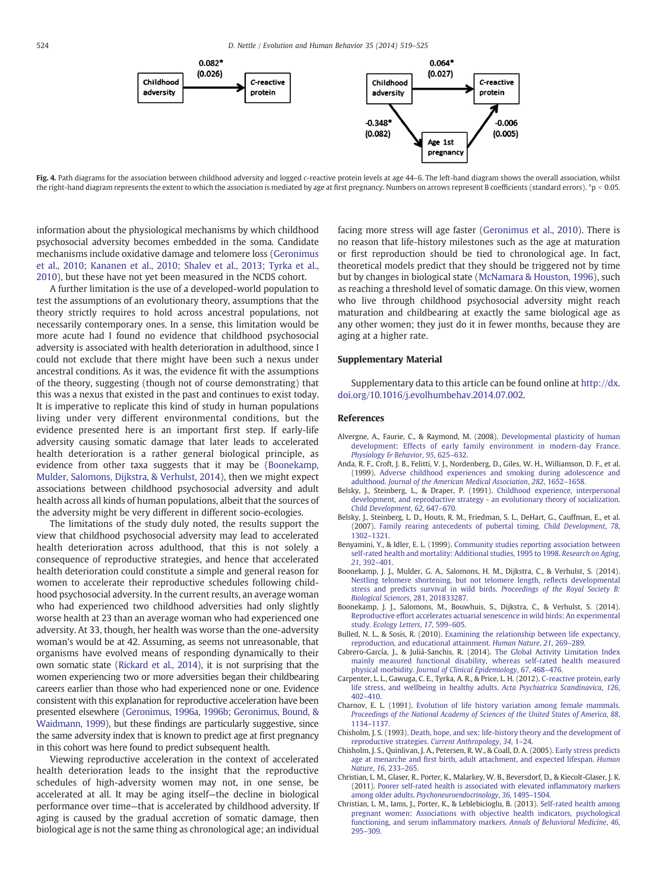Fig. 4. Path diagrams for the association between childhood adversity and logged *c*-reactive protein levels at age 44–6. The left-hand diagram shows the overall association, whilst the right-hand diagram represents the extent to which the association is mediated by age at first pregnancy. Numbers on arrows represent B coefficients (standard errors). *p < 0.05.

information about the physiological mechanisms by which childhood psychosocial adversity becomes embedded in the soma. Candidate mechanisms include oxidative damage and telomere loss (Geronimus et al., 2010; Kananen et al., 2010; Shalev et al., 2013; Tyrka et al., 2010), but these have not yet been measured in the NCDS cohort.

A further limitation is the use of a developed-world population to test the assumptions of an evolutionary theory, assumptions that the theory strictly requires to hold across ancestral populations, not necessarily contemporary ones. In a sense, this limitation would be more acute had I found no evidence that childhood psychosocial adversity is associated with health deterioration in adulthood, since I could not exclude that there might have been such a nexus under ancestral conditions. As it was, the evidence fit with the assumptions of the theory, suggesting (though not of course demonstrating) that this was a nexus that existed in the past and continues to exist today. It is imperative to replicate this kind of study in human populations living under very different environmental conditions, but the evidence presented here is an important first step. If early-life adversity causing somatic damage that later leads to accelerated health deterioration is a rather general biological principle, as evidence from other taxa suggests that it may be (Boonekamp, Mulder, Salomons, Dijkstra, & Verhulst, 2014), then we might expect associations between childhood psychosocial adversity and adult health across all kinds of human populations, albeit that the sources of the adversity might be very different in different socio-ecologies.

The limitations of the study duly noted, the results support the view that childhood psychosocial adversity may lead to accelerated health deterioration across adulthood, that this is not solely a consequence of reproductive strategies, and hence that accelerated health deterioration could constitute a simple and general reason for women to accelerate their reproductive schedules following childhood psychosocial adversity. In the current results, an average woman who had experienced two childhood adversities had only slightly worse health at 23 than an average woman who had experienced one adversity. At 33, though, her health was worse than the one-adversity woman's would be at 42. Assuming, as seems not unreasonable, that organisms have evolved means of responding dynamically to their own somatic state (Rickard et al., 2014), it is not surprising that the women experiencing two or more adversities began their childbearing careers earlier than those who had experienced none or one. Evidence consistent with this explanation for reproductive acceleration have been presented elsewhere (Geronimus, 1996a, 1996b; Geronimus, Bound, & Waidmann, 1999), but these findings are particularly suggestive, since the same adversity index that is known to predict age at first pregnancy in this cohort was here found to predict subsequent health.

Viewing reproductive acceleration in the context of accelerated health deterioration leads to the insight that the reproductive schedules of high-adversity women may not, in one sense, be accelerated at all. It may be aging itself—the decline in biological performance over time—that is accelerated by childhood adversity. If aging is caused by the gradual accretion of somatic damage, then biological age is not the same thing as chronological age; an individual facing more stress will age faster (Geronimus et al., 2010). There is no reason that life-history milestones such as the age at maturation or first reproduction should be tied to chronological age. In fact, theoretical models predict that they should be triggered not by time but by changes in biological state (McNamara & Houston, 1996), such as reaching a threshold level of somatic damage. On this view, women who live through childhood psychosocial adversity might reach maturation and childbearing at exactly the same biological age as any other women; they just do it in fewer months, because they are aging at a higher rate.

## Supplementary Material

Supplementary data to this article can be found online at http://dx.doi.org/10.1016/j.evolhumbehav.2014.07.002.

## References

Alvergne, A., Faurie, C., & Raymond, M. (2008). Developmental plasticity of human development: Effects of early family environment in modern-day France. *Physiology & Behavior*, *95*, 625–632.

Anda, R. F., Croft, J. B., Felitti, V. J., Nordenberg, D., Giles, W. H., Williamson, D. F., et al. (1999). Adverse childhood experiences and smoking during adolescence and adulthood. *Journal of the American Medical Association*, *282*, 1652–1658.

Belsky, J., Steinberg, L., & Draper, P. (1991). Childhood experience, interpersonal development, and reproductive strategy - an evolutionary theory of socialization. *Child Development*, *62*, 647–670.

Belsky, J., Steinberg, L. D., Houts, R. M., Friedman, S. L., DeHart, G., Cauffman, E., et al. (2007). Family rearing antecedents of pubertal timing. *Child Development*, *78*, 1302–1321.

Benyamini, Y., & Idler, E. L. (1999). Community studies reporting association between self-rated health and mortality: Additional studies, 1995 to 1998. *Research on Aging*, *21*, 392–401.

Boonekamp, J. J., Mulder, G. A., Salomons, H. M., Dijkstra, C., & Verhulst, S. (2014). Nestling telomere shortening, but not telomere length, reflects developmental stress and predicts survival in wild birds. *Proceedings of the Royal Society B: Biological Sciences*, 281, 201833287.

Boonekamp, J. J., Salomons, M., Bouwhuis, S., Dijkstra, C., & Verhulst, S. (2014). Reproductive effort accelerates actuarial senescence in wild birds: An experimental study. *Ecology Letters*, *17*, 599–605.

Bulled, N. L., & Sosis, R. (2010). Examining the relationship between life expectancy, reproduction, and educational attainment. *Human Nature*, *21*, 269–289.

Cabrero-García, J., & Juliá-Sanchis, R. (2014). The Global Activity Limitation Index mainly measured functional disability, whereas self-rated health measured physical morbidity. *Journal of Clinical Epidemiology*, *67*, 468–476.

Carpenter, L. L., Gawuga, C. E., Tyrka, A. R., & Price, L. H. (2012). C-reactive protein, early life stress, and wellbeing in healthy adults. *Acta Psychiatrica Scandinavica*, *126*, 402–410.

Charnov, E. L. (1991). Evolution of life history variation among female mammals. *Proceedings of the National Academy of Sciences of the United States of America*, *88*, 1134–1137.

Chisholm, J. S. (1993). Death, hope, and sex: life-history theory and the development of reproductive strategies. *Current Anthropology*, *34*, 1–24.

Chisholm, J. S., Quinlivan, J. A., Petersen, R. W., & Coall, D. A. (2005). Early stress predicts age at menarche and first birth, adult attachment, and expected lifespan. *Human Nature*, *16*, 233–265.

Christian, L. M., Glaser, R., Porter, K., Malarkey, W. B., Beversdorf, D., & Kiecolt-Glaser, J. K. (2011). Poorer self-rated health is associated with elevated inflammatory markers among older adults. *Psychoneuroendocrinology*, *36*, 1495–1504.

Christian, L. M., Iams, J., Porter, K., & Leblebicioglu, B. (2013). Self-rated health among pregnant women: Associations with objective health indicators, psychological functioning, and serum inflammatory markers. *Annals of Behavioral Medicine*, *46*, 295–309.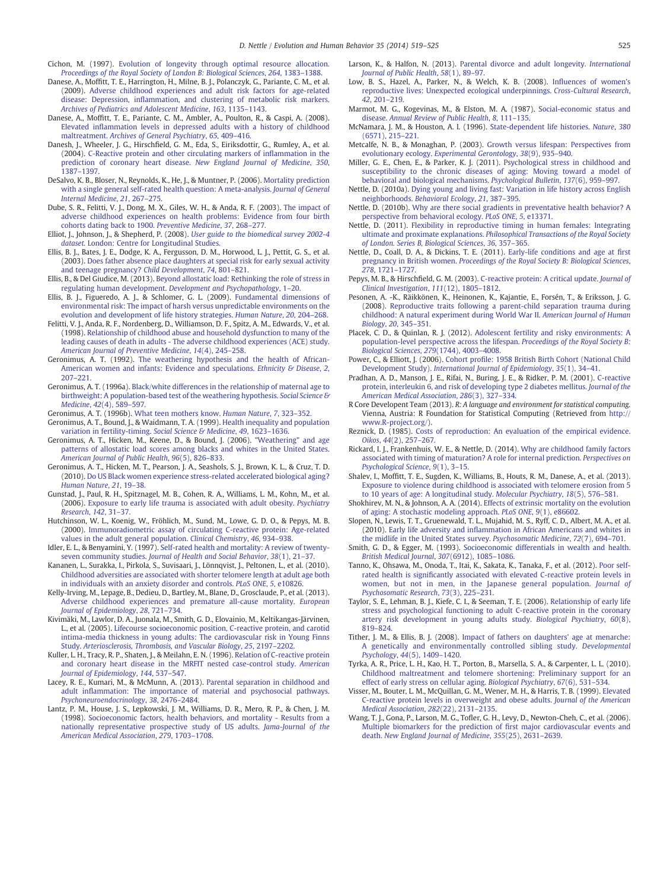Cichon, M. (1997). Evolution of longevity through optimal resource allocation. *Proceedings of the Royal Society of London B: Biological Sciences*, *264*, 1383–1388.

Danese, A., Moffitt, T. E., Harrington, H., Milne, B. J., Polanczyk, G., Pariante, C. M., et al. (2009). Adverse childhood experiences and adult risk factors for age-related disease: Depression, inflammation, and clustering of metabolic risk markers. *Archives of Pediatrics and Adolescent Medicine*, *163*, 1135–1143.

Danese, A., Moffitt, T. E., Pariante, C. M., Ambler, A., Poulton, R., & Caspi, A. (2008). Elevated inflammation levels in depressed adults with a history of childhood maltreatment. *Archives of General Psychiatry*, *65*, 409–416.

Danesh, J., Wheeler, J. G., Hirschfield, G. M., Eda, S., Eiriksdottir, G., Rumley, A., et al. (2004). C-Reactive protein and other circulating markers of inflammation in the prediction of coronary heart disease. *New England Journal of Medicine*, *350*, 1387–1397.

DeSalvo, K. B., Bloser, N., Reynolds, K., He, J., & Muntner, P. (2006). Mortality prediction with a single general self-rated health question: A meta-analysis. *Journal of General Internal Medicine*, *21*, 267–275.

Dube, S. R., Felitti, V. J., Dong, M. X., Giles, W. H., & Anda, R. F. (2003). The impact of adverse childhood experiences on health problems: Evidence from four birth cohorts dating back to 1900. *Preventive Medicine*, *37*, 268–277.

Elliot, J., Johnson, J., & Shepherd, P. (2008). *User guide to the biomedical survey 2002-4 dataset.* London: Centre for Longitudinal Studies.

Ellis, B. J., Bates, J. E., Dodge, K. A., Fergusson, D. M., Horwood, L. J., Pettit, G. S., et al. (2003). Does father absence place daughters at special risk for early sexual activity and teenage pregnancy? *Child Development*, *74*, 801–821.

Ellis, B., & Del Giudice, M. (2013). Beyond allostatic load: Rethinking the role of stress in regulating human development. *Development and Psychopathology*, 1–20.

Ellis, B. J., Figueredo, A. J., & Schlomer, G. L. (2009). Fundamental dimensions of environmental risk: The impact of harsh versus unpredictable environments on the evolution and development of life history strategies. *Human Nature*, *20*, 204–268.

Felitti, V. J., Anda, R. F., Nordenberg, D., Williamson, D. F., Spitz, A. M., Edwards, V., et al. (1998). Relationship of childhood abuse and household dysfunction to many of the leading causes of death in adults - The adverse childhood experiences (ACE) study. *American Journal of Preventive Medicine*, *14*(4), 245–258.

Geronimus, A. T. (1992). The weathering hypothesis and the health of African-American women and infants: Evidence and speculations. *Ethnicity & Disease*, *2*, 207–221.

Geronimus, A. T. (1996a). Black/white differences in the relationship of maternal age to birthweight: A population-based test of the weathering hypothesis. *Social Science & Medicine*, *42*(4), 589–597.

Geronimus, A. T. (1996b). What teen mothers know. *Human Nature*, *7*, 323–352.

Geronimus, A. T., Bound, J., & Waidmann, T. A. (1999). Health inequality and population variation in fertility-timing. *Social Science & Medicine*, *49*, 1623–1636.

Geronimus, A. T., Hicken, M., Keene, D., & Bound, J. (2006). "Weathering" and age patterns of allostatic load scores among blacks and whites in the United States. *American Journal of Public Health*, *96*(5), 826–833.

Geronimus, A. T., Hicken, M. T., Pearson, J. A., Seashols, S. J., Brown, K. L., & Cruz, T. D. (2010). Do US Black women experience stress-related accelerated biological aging? *Human Nature*, *21*, 19–38.

Gunstad, J., Paul, R. H., Spitznagel, M. B., Cohen, R. A., Williams, L. M., Kohn, M., et al. (2006). Exposure to early life trauma is associated with adult obesity. *Psychiatry Research*, *142*, 31–37.

Hutchinson, W. L., Koenig, W., Fröhlich, M., Sund, M., Lowe, G. D. O., & Pepys, M. B. (2000). Immunoradiometric assay of circulating C-reactive protein: Age-related values in the adult general population. *Clinical Chemistry*, *46*, 934–938.

Idler, E. L., & Benyamini, Y. (1997). Self-rated health and mortality: A review of twenty-seven community studies. *Journal of Health and Social Behavior*, *38*(1), 21–37.

Kananen, L., Surakka, I., Pirkola, S., Suvisaari, J., Lönnqvist, J., Peltonen, L., et al. (2010). Childhood adversities are associated with shorter telomere length at adult age both in individuals with an anxiety disorder and controls. *PLoS ONE*, *5*, e10826.

Kelly-Irving, M., Lepage, B., Dedieu, D., Bartley, M., Blane, D., Grosclaude, P., et al. (2013). Adverse childhood experiences and premature all-cause mortality. *European Journal of Epidemiology*, *28*, 721–734.

Kivimäki, M., Lawlor, D. A., Juonala, M., Smith, G. D., Elovainio, M., Keltikangas-Järvinen, L., et al. (2005). Lifecourse socioeconomic position, C-reactive protein, and carotid intima-media thickness in young adults: The cardiovascular risk in Young Finns Study. *Arteriosclerosis, Thrombosis, and Vascular Biology*, *25*, 2197–2202.

Kuller, L. H., Tracy, R. P., Shaten, J., & Meilahn, E. N. (1996). Relation of C-reactive protein and coronary heart disease in the MRFIT nested case-control study. *American Journal of Epidemiology*, *144*, 537–547.

Lacey, R. E., Kumari, M., & McMunn, A. (2013). Parental separation in childhood and adult inflammation: The importance of material and psychosocial pathways. *Psychoneuroendocrinology*, *38*, 2476–2484.

Lantz, P. M., House, J. S., Lepkowski, J. M., Williams, D. R., Mero, R. P., & Chen, J. M. (1998). Socioeconomic factors, health behaviors, and mortality - Results from a nationally representative prospective study of US adults. *Jama-Journal of the American Medical Association*, *279*, 1703–1708.

Larson, K., & Halfon, N. (2013). Parental divorce and adult longevity. *International Journal of Public Health*, *58*(1), 89–97.

Low, B. S., Hazel, A., Parker, N., & Welch, K. B. (2008). Influences of women's reproductive lives: Unexpected ecological underpinnings. *Cross-Cultural Research*, *42*, 201–219.

Marmot, M. G., Kogevinas, M., & Elston, M. A. (1987). Social-economic status and disease. *Annual Review of Public Health*, *8*, 111–135.

McNamara, J. M., & Houston, A. I. (1996). State-dependent life histories. *Nature*, *380* (6571), 215–221.

Metcalfe, N. B., & Monaghan, P. (2003). Growth versus lifespan: Perspectives from evolutionary ecology. *Experimental Gerontology*, *38*(9), 935–940.

Miller, G. E., Chen, E., & Parker, K. J. (2011). Psychological stress in childhood and susceptibility to the chronic diseases of aging: Moving toward a model of behavioral and biological mechanisms. *Psychological Bulletin*, *137*(6), 959–997.

Nettle, D. (2010a). Dying young and living fast: Variation in life history across English neighborhoods. *Behavioral Ecology*, *21*, 387–395.

Nettle, D. (2010b). Why are there social gradients in preventative health behavior? A perspective from behavioral ecology. *PLoS ONE*, *5*, e13371.

Nettle, D. (2011). Flexibility in reproductive timing in human females: Integrating ultimate and proximate explanations. *Philosophical Transactions of the Royal Society of London. Series B, Biological Sciences*, *36*, 357–365.

Nettle, D., Coall, D. A., & Dickins, T. E. (2011). Early-life conditions and age at first pregnancy in British women. *Proceedings of the Royal Society B: Biological Sciences*, *278*, 1721–1727.

Pepys, M. B., & Hirschfield, G. M. (2003). C-reactive protein: A critical update. *Journal of Clinical Investigation*, *111*(12), 1805–1812.

Pesonen, A. -K., Räikkönen, K., Heinonen, K., Kajantie, E., Forsén, T., & Eriksson, J. G. (2008). Reproductive traits following a parent-child separation trauma during childhood: A natural experiment during World War II. *American Journal of Human Biology*, *20*, 345–351.

Placek, C. D., & Quinlan, R. J. (2012). Adolescent fertility and risky environments: A population-level perspective across the lifespan. *Proceedings of the Royal Society B: Biological Sciences*, *279*(1744), 4003–4008.

Power, C., & Elliott, J. (2006). Cohort profile: 1958 British Birth Cohort (National Child Development Study). *International Journal of Epidemiology*, *35*(1), 34–41.

Pradhan, A. D., Manson, J. E., Rifai, N., Buring, J. E., & Ridker, P. M. (2001). C-reactive protein, interleukin 6, and risk of developing type 2 diabetes mellitus. *Journal of the American Medical Association*, *286*(3), 327–334.

R Core Developent Team (2013). *R: A language and environment for statistical computing*. Vienna, Austria: R Foundation for Statistical Computing (Retrieved from http://www.R-project.org/).

Reznick, D. (1985). Costs of reproduction: An evaluation of the empirical evidence. *Oikos*, *44*(2), 257–267.

Rickard, I. J., Frankenhuis, W. E., & Nettle, D. (2014). Why are childhood family factors associated with timing of maturation? A role for internal prediction. *Perspectives on Psychological Science*, *9*(1), 3–15.

Shalev, I., Moffitt, T. E., Sugden, K., Williams, B., Houts, R. M., Danese, A., et al. (2013). Exposure to violence during childhood is associated with telomere erosion from 5 to 10 years of age: A longitudinal study. *Molecular Psychiatry*, *18*(5), 576–581.

Shokhirev, M. N., & Johnson, A. A. (2014). Effects of extrinsic mortality on the evolution of aging: A stochastic modeling approach. *PLoS ONE*, *9*(1), e86602.

Slopen, N., Lewis, T. T., Gruenewald, T. L., Mujahid, M. S., Ryff, C. D., Albert, M. A., et al. (2010). Early life adversity and inflammation in African Americans and whites in the midlife in the United States survey. *Psychosomatic Medicine*, *72*(7), 694–701.

Smith, G. D., & Egger, M. (1993). Socioeconomic differentials in wealth and health. *British Medical Journal*, *307*(6912), 1085–1086.

Tanno, K., Ohsawa, M., Onoda, T., Itai, K., Sakata, K., Tanaka, F., et al. (2012). Poor self-rated health is significantly associated with elevated C-reactive protein levels in women, but not in men, in the Japanese general population. *Journal of Psychosomatic Research*, *73*(3), 225–231.

Taylor, S. E., Lehman, B. J., Kiefe, C. I., & Seeman, T. E. (2006). Relationship of early life stress and psychological functioning to adult C-reactive protein in the coronary artery risk development in young adults study. *Biological Psychiatry*, *60*(8), 819–824.

Tither, J. M., & Ellis, B. J. (2008). Impact of fathers on daughters' age at menarche: A genetically and environmentally controlled sibling study. *Developmental Psychology*, *44*(5), 1409–1420.

Tyrka, A. R., Price, L. H., Kao, H. T., Porton, B., Marsella, S. A., & Carpenter, L. L. (2010). Childhood maltreatment and telomere shortening: Preliminary support for an effect of early stress on cellular aging. *Biological Psychiatry*, *67*(6), 531–534.

Visser, M., Bouter, L. M., McQuillan, G. M., Wener, M. H., & Harris, T. B. (1999). Elevated C-reactive protein levels in overweight and obese adults. *Journal of the American Medical Association*, *282*(22), 2131–2135.

Wang, T. J., Gona, P., Larson, M. G., Tofler, G. H., Levy, D., Newton-Cheh, C., et al. (2006). Multiple biomarkers for the prediction of first major cardiovascular events and death. *New England Journal of Medicine*, *355*(25), 2631–2639.